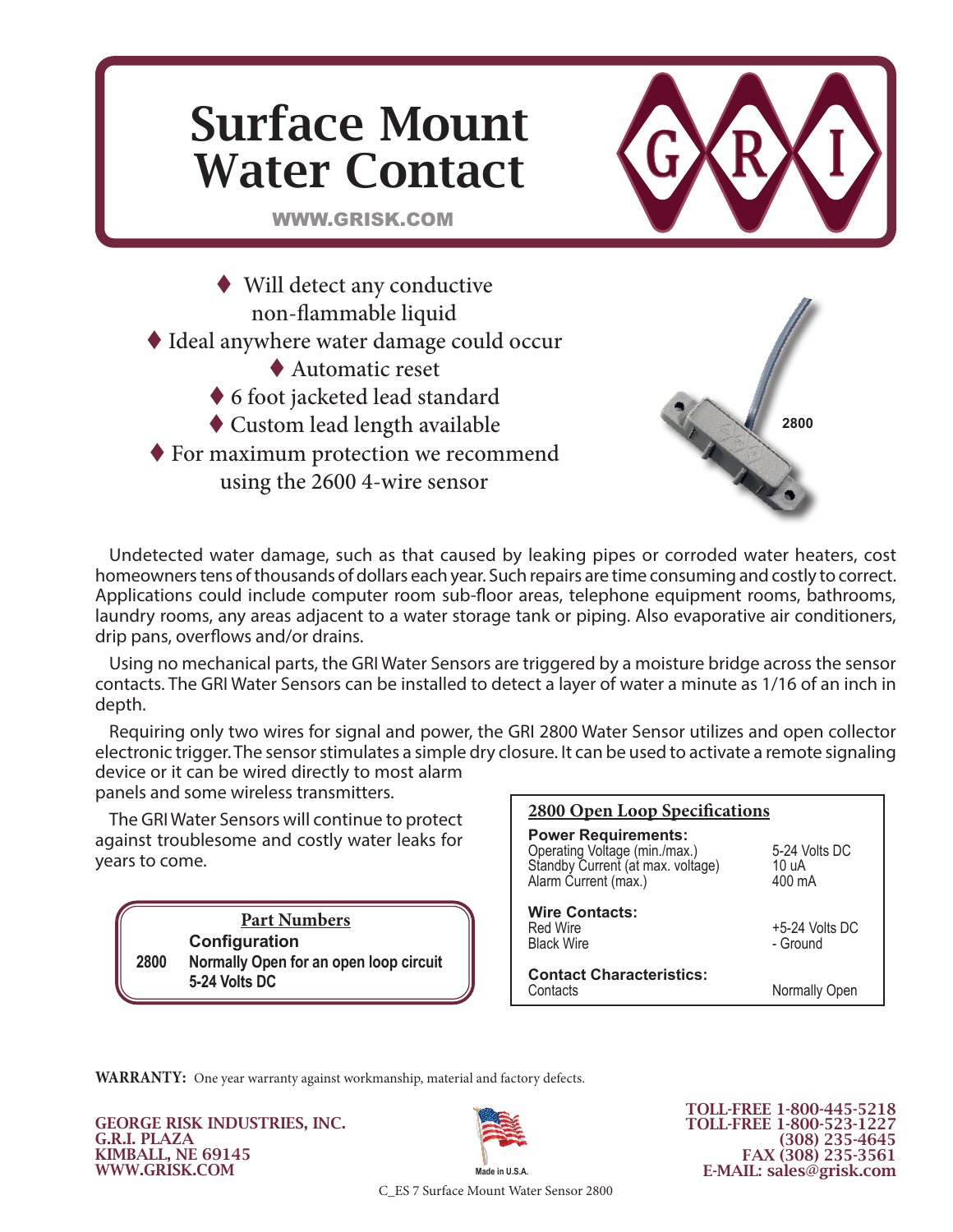# Surface Mount Water Contact

WWW.GRISK.COM

- Will detect any conductive non-flammable liquid
- Ideal anywhere water damage could occur
- Automatic reset
- 6 foot jacketed lead standard
- Custom lead length available
- For maximum protection we recommend using the 2600 4-wire sensor

2800

Undetected water damage, such as that caused by leaking pipes or corroded water heaters, cost homeowners tens of thousands of dollars each year. Such repairs are time consuming and costly to correct. Applications could include computer room sub-floor areas, telephone equipment rooms, bathrooms, laundry rooms, any areas adjacent to a water storage tank or piping. Also evaporative air conditioners, drip pans, overflows and/or drains.

Using no mechanical parts, the GRI Water Sensors are triggered by a moisture bridge across the sensor contacts. The GRI Water Sensors can be installed to detect a layer of water a minute as 1/16 of an inch in depth.

Requiring only two wires for signal and power, the GRI 2800 Water Sensor utilizes and open collector electronic trigger. The sensor stimulates a simple dry closure. It can be used to activate a remote signaling device or it can be wired directly to most alarm panels and some wireless transmitters.

The GRI Water Sensors will continue to protect against troublesome and costly water leaks for years to come.

**Part Numbers**

| | Configuration |
|---|---|
| **2800** | **Normally Open for an open loop circuit 5-24 Volts DC** |

**2800 Open Loop Specifications**

| | |
|---|---|
| **Power Requirements:** | |
| Operating Voltage (min./max.) | 5-24 Volts DC |
| Standby Current (at max. voltage) | 10 uA |
| Alarm Current (max.) | 400 mA |
| **Wire Contacts:** | |
| Red Wire | +5-24 Volts DC |
| Black Wire | - Ground |
| **Contact Characteristics:** | |
| Contacts | Normally Open |

**WARRANTY:** One year warranty against workmanship, material and factory defects.

**GEORGE RISK INDUSTRIES, INC.**
**G.R.I. PLAZA**
**KIMBALL, NE 69145**
**WWW.GRISK.COM**

Made in U.S.A.

**TOLL-FREE 1-800-445-5218**
**TOLL-FREE 1-800-523-1227**
**(308) 235-4645**
**FAX (308) 235-3561**
**E-MAIL: sales@grisk.com**

C_ES 7 Surface Mount Water Sensor 2800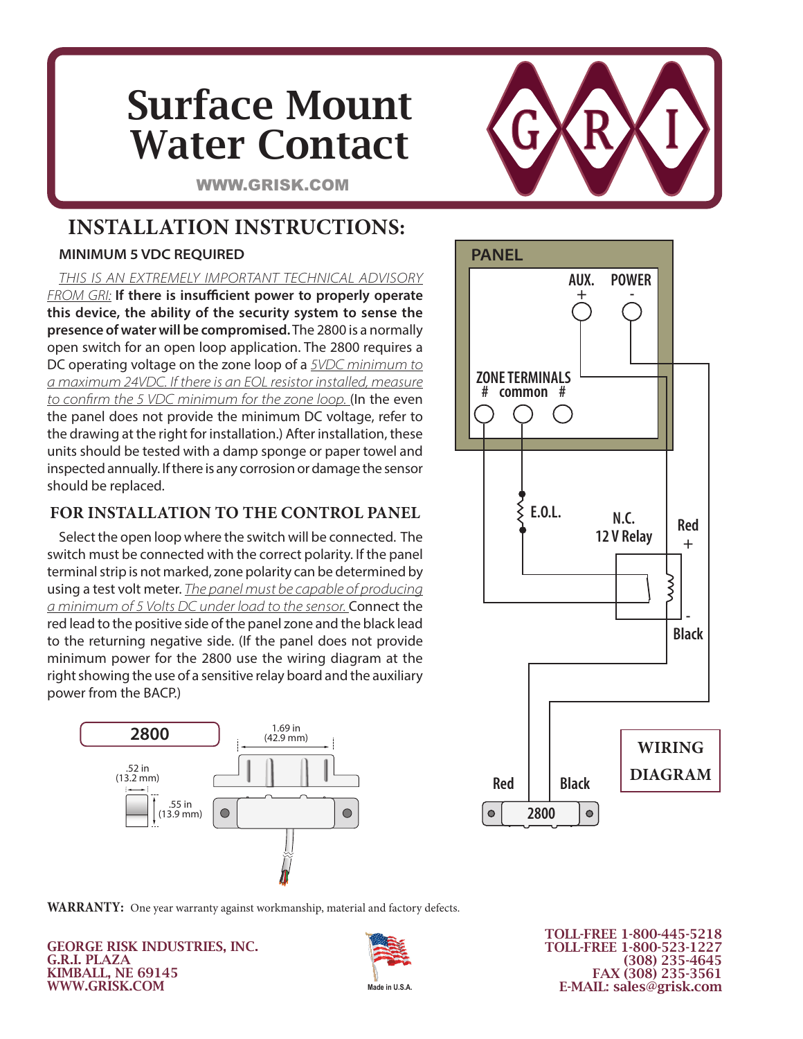# Surface Mount Water Contact

WWW.GRISK.COM

## INSTALLATION INSTRUCTIONS:

### MINIMUM 5 VDC REQUIRED

*THIS IS AN EXTREMELY IMPORTANT TECHNICAL ADVISORY FROM GRI:* **If there is insufficient power to properly operate this device, the ability of the security system to sense the presence of water will be compromised.** The 2800 is a normally open switch for an open loop application. The 2800 requires a DC operating voltage on the zone loop of a *5VDC minimum to a maximum 24VDC. If there is an EOL resistor installed, measure to confirm the 5 VDC minimum for the zone loop.* (In the even the panel does not provide the minimum DC voltage, refer to the drawing at the right for installation.) After installation, these units should be tested with a damp sponge or paper towel and inspected annually. If there is any corrosion or damage the sensor should be replaced.

### FOR INSTALLATION TO THE CONTROL PANEL

Select the open loop where the switch will be connected. The switch must be connected with the correct polarity. If the panel terminal strip is not marked, zone polarity can be determined by using a test volt meter. *The panel must be capable of producing a minimum of 5 Volts DC under load to the sensor.* Connect the red lead to the positive side of the panel zone and the black lead to the returning negative side. (If the panel does not provide minimum power for the 2800 use the wiring diagram at the right showing the use of a sensitive relay board and the auxiliary power from the BACP.)

2800

1.69 in
(42.9 mm)

.52 in
(13.2 mm)

.55 in
(13.9 mm)

PANEL

AUX. +

POWER -

ZONE TERMINALS
# common #

E.O.L.

N.C.
12 V Relay

Red
+

-
Black

Red

Black

2800

WIRING DIAGRAM

**WARRANTY:** One year warranty against workmanship, material and factory defects.

GEORGE RISK INDUSTRIES, INC.
G.R.I. PLAZA
KIMBALL, NE 69145
WWW.GRISK.COM

Made in U.S.A.

TOLL-FREE 1-800-445-5218
TOLL-FREE 1-800-523-1227
(308) 235-4645
FAX (308) 235-3561
E-MAIL: sales@grisk.com